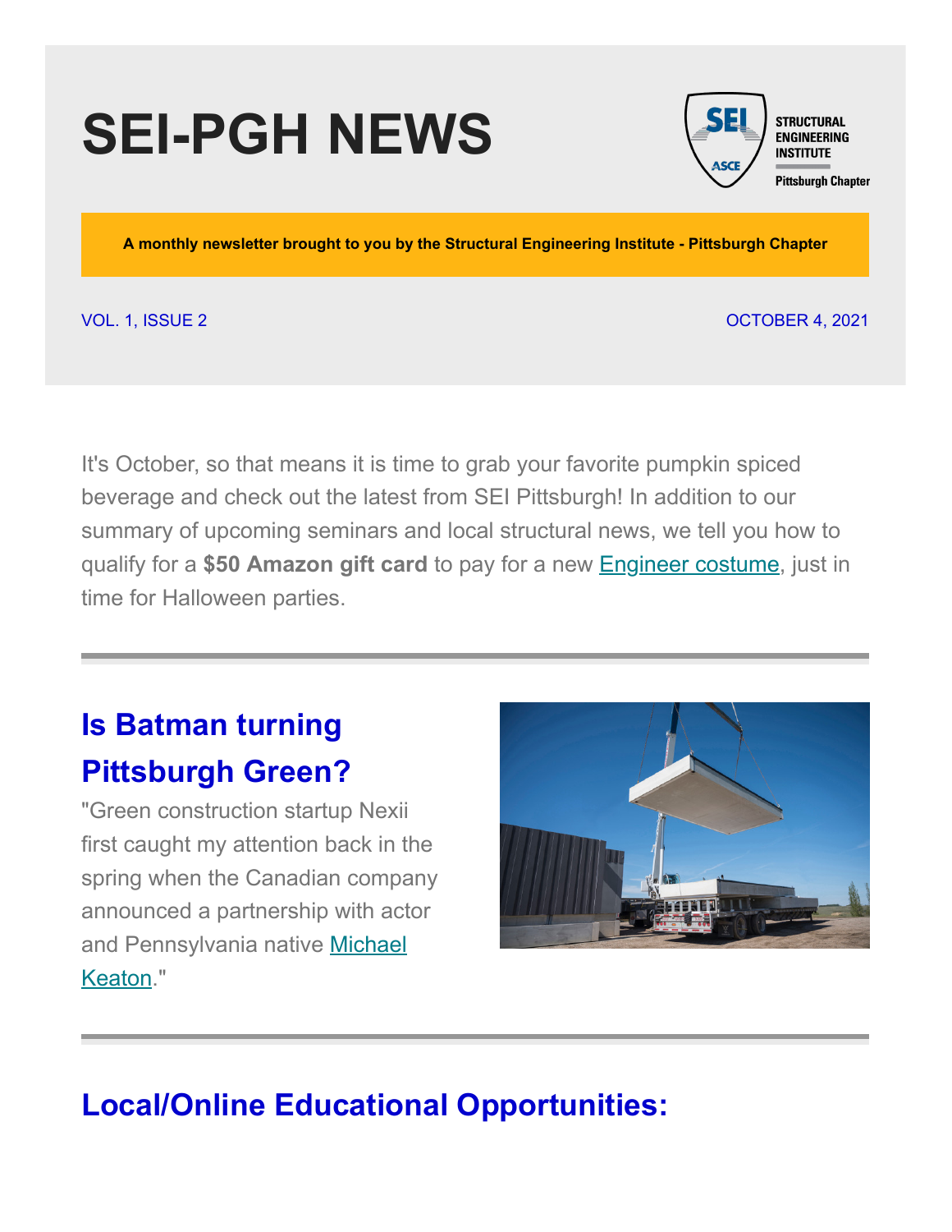# SEI-PGH NEWS

STRUCTURAL ENGINEERING INSTITUTE
Pittsburgh Chapter

**A monthly newsletter brought to you by the Structural Engineering Institute - Pittsburgh Chapter**

VOL. 1, ISSUE 2

OCTOBER 4, 2021

It's October, so that means it is time to grab your favorite pumpkin spiced beverage and check out the latest from SEI Pittsburgh! In addition to our summary of upcoming seminars and local structural news, we tell you how to qualify for a **$50 Amazon gift card** to pay for a new Engineer costume, just in time for Halloween parties.

---

## Is Batman turning Pittsburgh Green?

"Green construction startup Nexii first caught my attention back in the spring when the Canadian company announced a partnership with actor and Pennsylvania native Michael Keaton."

---

## Local/Online Educational Opportunities: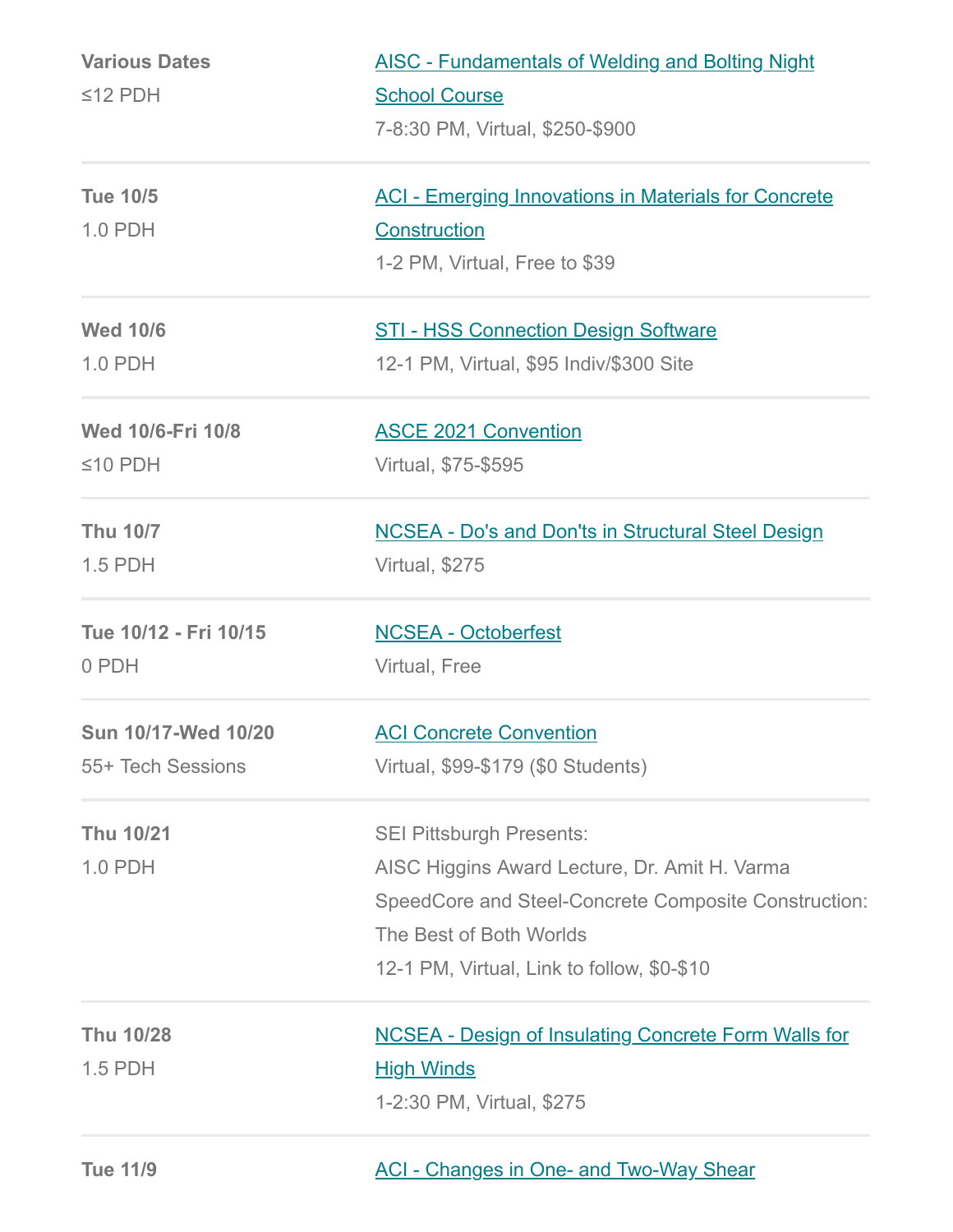| | |
|---|---|
| **Various Dates**<br>≤12 PDH | AISC - Fundamentals of Welding and Bolting Night School Course<br>7-8:30 PM, Virtual, $250-$900 |
| **Tue 10/5**<br>1.0 PDH | ACI - Emerging Innovations in Materials for Concrete Construction<br>1-2 PM, Virtual, Free to $39 |
| **Wed 10/6**<br>1.0 PDH | STI - HSS Connection Design Software<br>12-1 PM, Virtual, $95 Indiv/$300 Site |
| **Wed 10/6-Fri 10/8**<br>≤10 PDH | ASCE 2021 Convention<br>Virtual, $75-$595 |
| **Thu 10/7**<br>1.5 PDH | NCSEA - Do's and Don'ts in Structural Steel Design<br>Virtual, $275 |
| **Tue 10/12 - Fri 10/15**<br>0 PDH | NCSEA - Octoberfest<br>Virtual, Free |
| **Sun 10/17-Wed 10/20**<br>55+ Tech Sessions | ACI Concrete Convention<br>Virtual, $99-$179 ($0 Students) |
| **Thu 10/21**<br>1.0 PDH | SEI Pittsburgh Presents:<br>AISC Higgins Award Lecture, Dr. Amit H. Varma<br>SpeedCore and Steel-Concrete Composite Construction: The Best of Both Worlds<br>12-1 PM, Virtual, Link to follow, $0-$10 |
| **Thu 10/28**<br>1.5 PDH | NCSEA - Design of Insulating Concrete Form Walls for High Winds<br>1-2:30 PM, Virtual, $275 |
| **Tue 11/9** | ACI - Changes in One- and Two-Way Shear |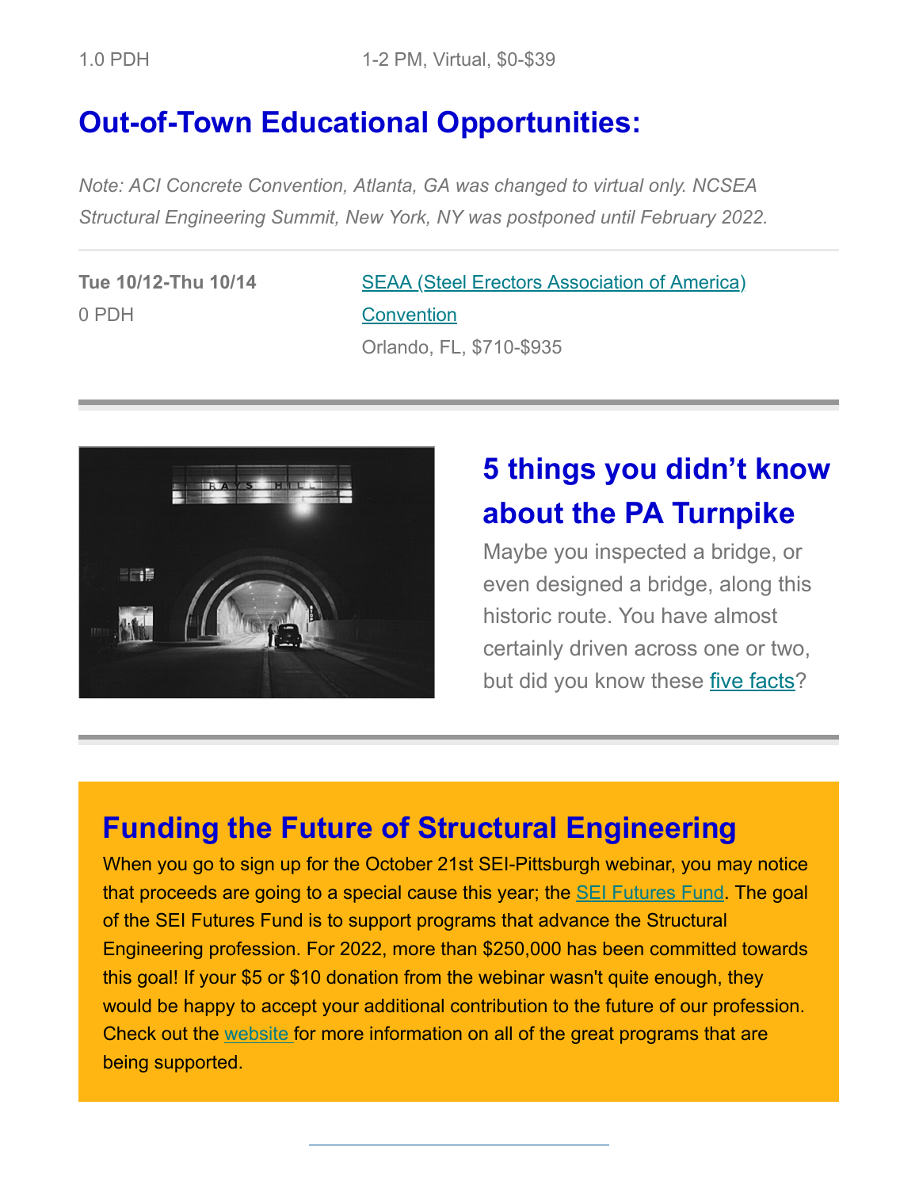| 1.0 PDH | 1-2 PM, Virtual, $0-$39 |
|---|---|

## Out-of-Town Educational Opportunities:

*Note: ACI Concrete Convention, Atlanta, GA was changed to virtual only. NCSEA Structural Engineering Summit, New York, NY was postponed until February 2022.*

| **Tue 10/12-Thu 10/14**<br>0 PDH | SEAA (Steel Erectors Association of America) Convention<br>Orlando, FL, $710-$935 |
|---|---|

## 5 things you didn't know about the PA Turnpike

Maybe you inspected a bridge, or even designed a bridge, along this historic route. You have almost certainly driven across one or two, but did you know these five facts?

## Funding the Future of Structural Engineering

When you go to sign up for the October 21st SEI-Pittsburgh webinar, you may notice that proceeds are going to a special cause this year; the SEI Futures Fund. The goal of the SEI Futures Fund is to support programs that advance the Structural Engineering profession. For 2022, more than $250,000 has been committed towards this goal! If your $5 or $10 donation from the webinar wasn't quite enough, they would be happy to accept your additional contribution to the future of our profession. Check out the website for more information on all of the great programs that are being supported.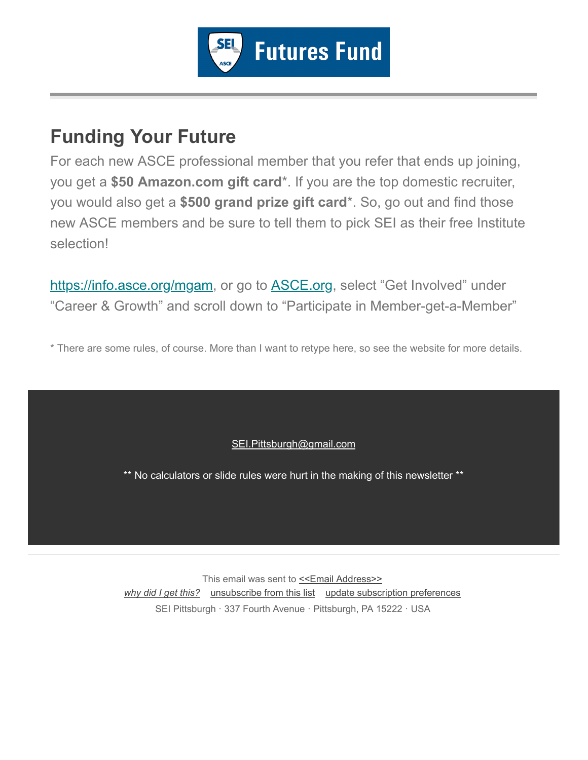# Funding Your Future

For each new ASCE professional member that you refer that ends up joining, you get a **$50 Amazon.com gift card***. If you are the top domestic recruiter, you would also get a **$500 grand prize gift card***. So, go out and find those new ASCE members and be sure to tell them to pick SEI as their free Institute selection!

https://info.asce.org/mgam, or go to ASCE.org, select "Get Involved" under "Career & Growth" and scroll down to "Participate in Member-get-a-Member"

* There are some rules, of course. More than I want to retype here, so see the website for more details.

SEI.Pittsburgh@gmail.com

** No calculators or slide rules were hurt in the making of this newsletter **

This email was sent to <<Email Address>>

*why did I get this?* unsubscribe from this list update subscription preferences

SEI Pittsburgh · 337 Fourth Avenue · Pittsburgh, PA 15222 · USA